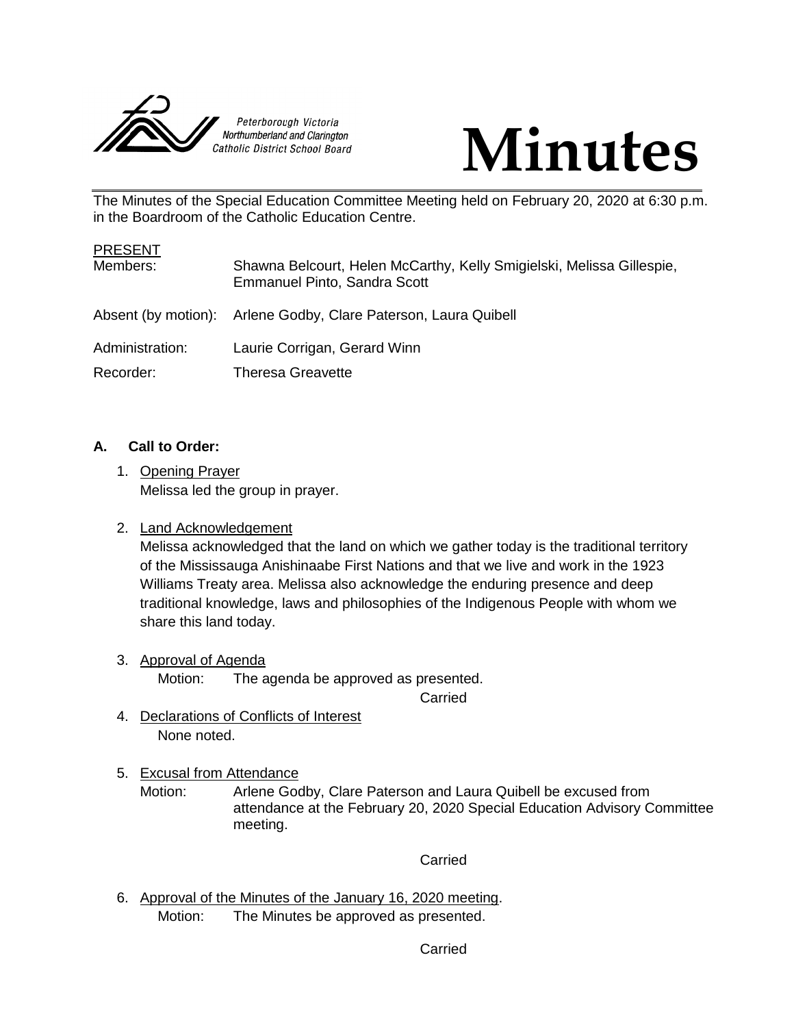Peterborough Victoria Northumberland and Clarington Catholic District School Board

# Minutes

The Minutes of the Special Education Committee Meeting held on February 20, 2020 at 6:30 p.m. in the Boardroom of the Catholic Education Centre.

PRESENT

| | |
|---|---|
| Members: | Shawna Belcourt, Helen McCarthy, Kelly Smigielski, Melissa Gillespie, Emmanuel Pinto, Sandra Scott |
| Absent (by motion): | Arlene Godby, Clare Paterson, Laura Quibell |
| Administration: | Laurie Corrigan, Gerard Winn |
| Recorder: | Theresa Greavette |

## A. Call to Order:

1. Opening Prayer
   Melissa led the group in prayer.

2. Land Acknowledgement
   Melissa acknowledged that the land on which we gather today is the traditional territory of the Mississauga Anishinaabe First Nations and that we live and work in the 1923 Williams Treaty area. Melissa also acknowledge the enduring presence and deep traditional knowledge, laws and philosophies of the Indigenous People with whom we share this land today.

3. Approval of Agenda
   Motion: The agenda be approved as presented.
   Carried

4. Declarations of Conflicts of Interest
   None noted.

5. Excusal from Attendance
   Motion: Arlene Godby, Clare Paterson and Laura Quibell be excused from attendance at the February 20, 2020 Special Education Advisory Committee meeting.
   Carried

6. Approval of the Minutes of the January 16, 2020 meeting.
   Motion: The Minutes be approved as presented.
   Carried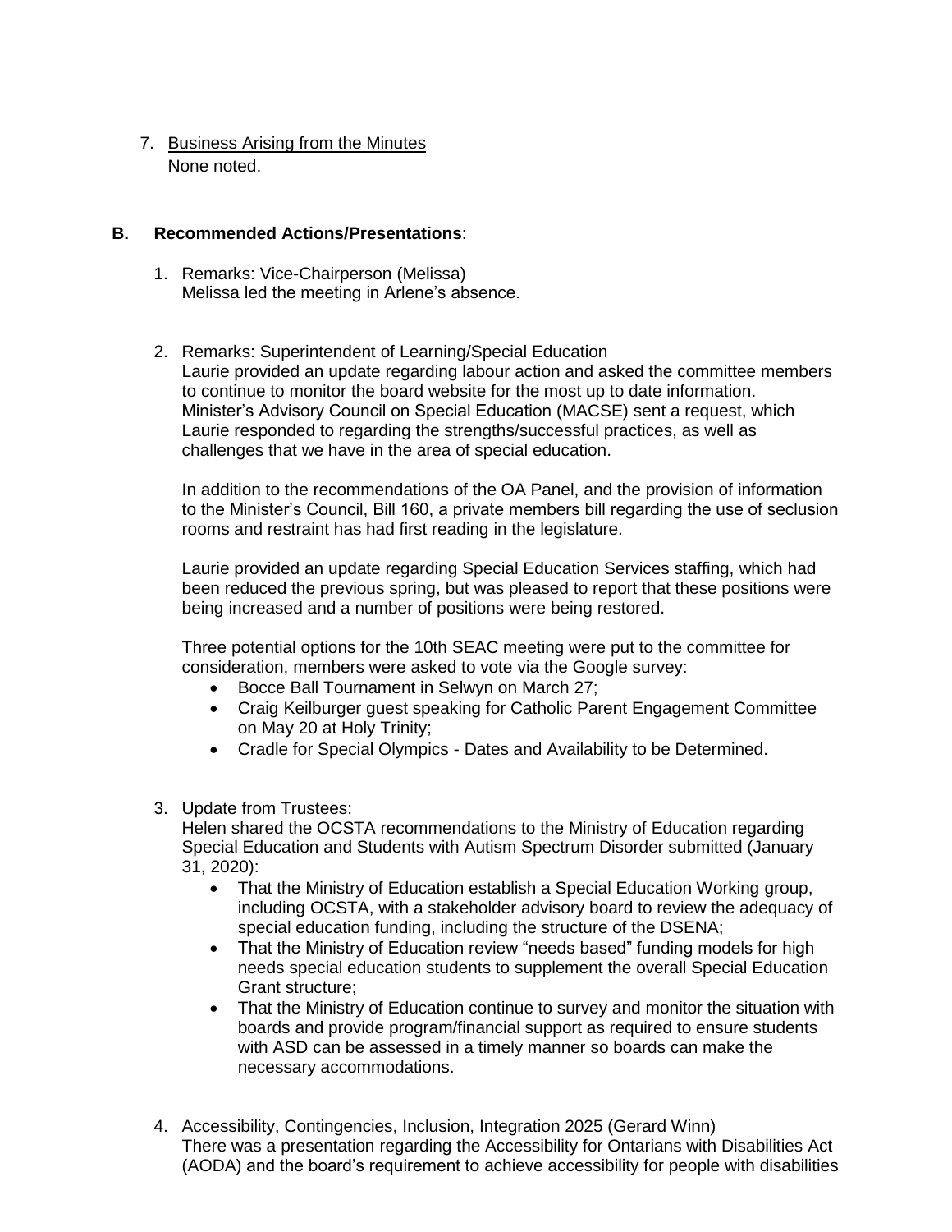7. <u>Business Arising from the Minutes</u>
   None noted.

**B. Recommended Actions/Presentations**:

1. Remarks: Vice-Chairperson (Melissa)
   Melissa led the meeting in Arlene's absence.

2. Remarks: Superintendent of Learning/Special Education
   Laurie provided an update regarding labour action and asked the committee members to continue to monitor the board website for the most up to date information. Minister's Advisory Council on Special Education (MACSE) sent a request, which Laurie responded to regarding the strengths/successful practices, as well as challenges that we have in the area of special education.

   In addition to the recommendations of the OA Panel, and the provision of information to the Minister's Council, Bill 160, a private members bill regarding the use of seclusion rooms and restraint has had first reading in the legislature.

   Laurie provided an update regarding Special Education Services staffing, which had been reduced the previous spring, but was pleased to report that these positions were being increased and a number of positions were being restored.

   Three potential options for the 10th SEAC meeting were put to the committee for consideration, members were asked to vote via the Google survey:
   - Bocce Ball Tournament in Selwyn on March 27;
   - Craig Keilburger guest speaking for Catholic Parent Engagement Committee on May 20 at Holy Trinity;
   - Cradle for Special Olympics - Dates and Availability to be Determined.

3. Update from Trustees:
   Helen shared the OCSTA recommendations to the Ministry of Education regarding Special Education and Students with Autism Spectrum Disorder submitted (January 31, 2020):
   - That the Ministry of Education establish a Special Education Working group, including OCSTA, with a stakeholder advisory board to review the adequacy of special education funding, including the structure of the DSENA;
   - That the Ministry of Education review "needs based" funding models for high needs special education students to supplement the overall Special Education Grant structure;
   - That the Ministry of Education continue to survey and monitor the situation with boards and provide program/financial support as required to ensure students with ASD can be assessed in a timely manner so boards can make the necessary accommodations.

4. Accessibility, Contingencies, Inclusion, Integration 2025 (Gerard Winn)
   There was a presentation regarding the Accessibility for Ontarians with Disabilities Act (AODA) and the board's requirement to achieve accessibility for people with disabilities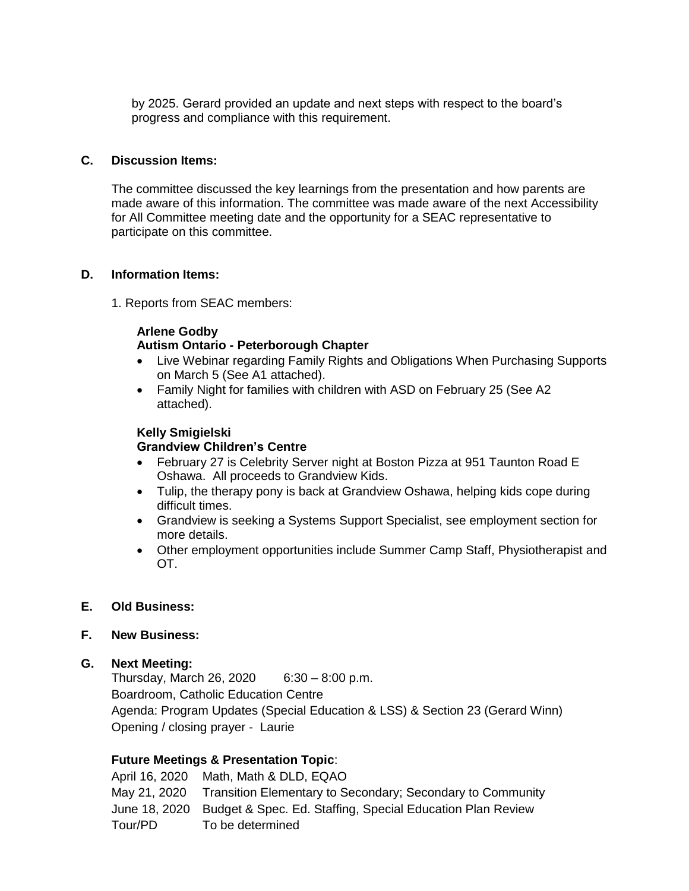by 2025. Gerard provided an update and next steps with respect to the board's progress and compliance with this requirement.

## C. Discussion Items:

The committee discussed the key learnings from the presentation and how parents are made aware of this information. The committee was made aware of the next Accessibility for All Committee meeting date and the opportunity for a SEAC representative to participate on this committee.

## D. Information Items:

1. Reports from SEAC members:

**Arlene Godby**
**Autism Ontario - Peterborough Chapter**

- Live Webinar regarding Family Rights and Obligations When Purchasing Supports on March 5 (See A1 attached).
- Family Night for families with children with ASD on February 25 (See A2 attached).

**Kelly Smigielski**
**Grandview Children's Centre**

- February 27 is Celebrity Server night at Boston Pizza at 951 Taunton Road E Oshawa. All proceeds to Grandview Kids.
- Tulip, the therapy pony is back at Grandview Oshawa, helping kids cope during difficult times.
- Grandview is seeking a Systems Support Specialist, see employment section for more details.
- Other employment opportunities include Summer Camp Staff, Physiotherapist and OT.

## E. Old Business:

## F. New Business:

## G. Next Meeting:

Thursday, March 26, 2020 6:30 – 8:00 p.m.
Boardroom, Catholic Education Centre
Agenda: Program Updates (Special Education & LSS) & Section 23 (Gerard Winn)
Opening / closing prayer - Laurie

**Future Meetings & Presentation Topic**:

| | |
|---|---|
| April 16, 2020 | Math, Math & DLD, EQAO |
| May 21, 2020 | Transition Elementary to Secondary; Secondary to Community |
| June 18, 2020 | Budget & Spec. Ed. Staffing, Special Education Plan Review |
| Tour/PD | To be determined |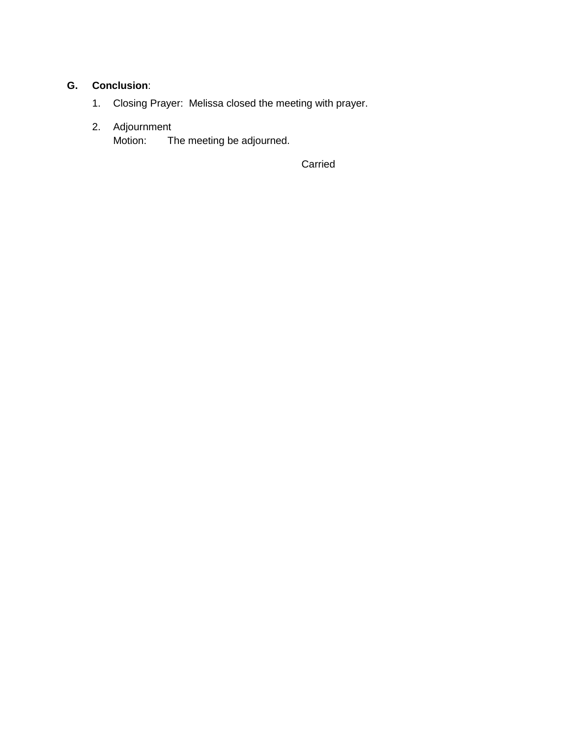**G. Conclusion**:

1. Closing Prayer: Melissa closed the meeting with prayer.

2. Adjournment
   Motion: The meeting be adjourned.

   Carried